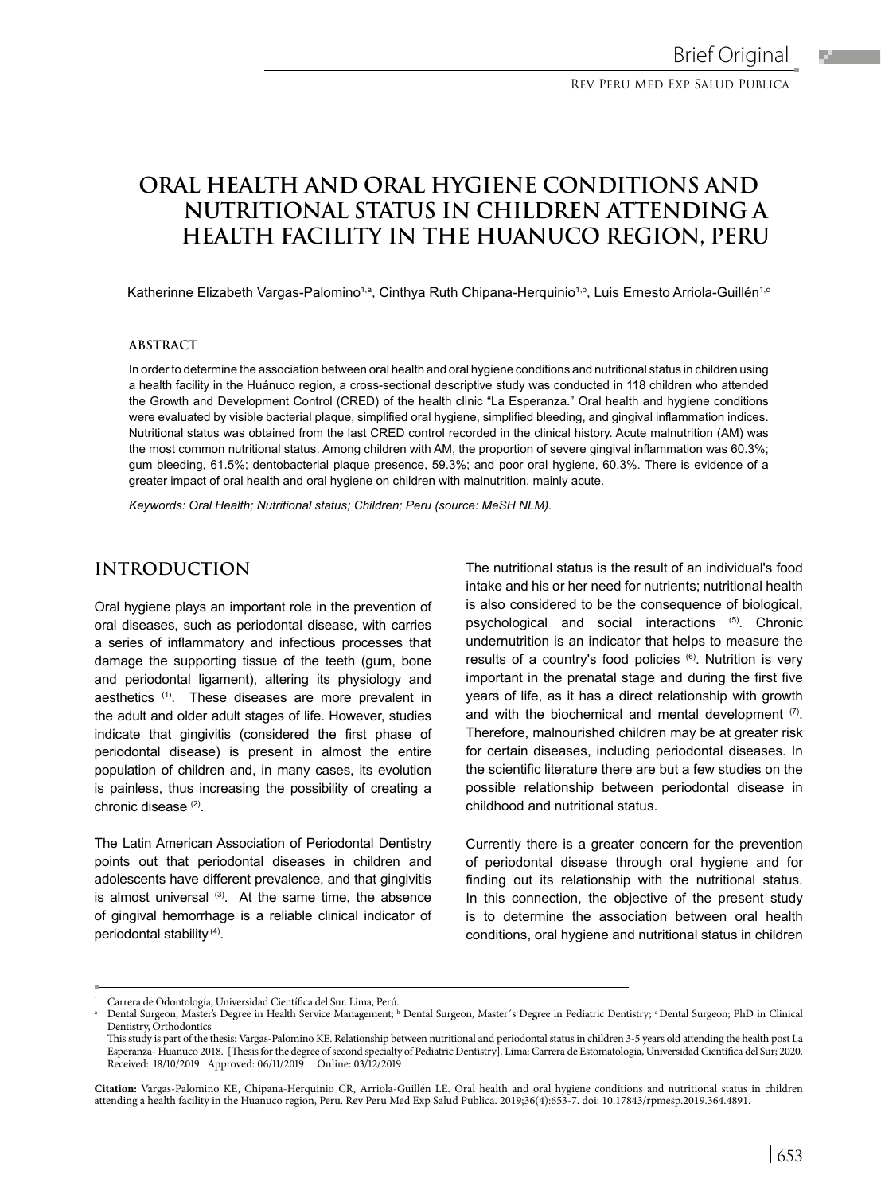# ORAL HEALTH AND ORAL HYGIENE CONDITIONS AND NUTRITIONAL STATUS IN CHILDREN ATTENDING A HEALTH FACILITY IN THE HUANUCO REGION, PERU

Katherinne Elizabeth Vargas-Palomino[1,a], Cinthya Ruth Chipana-Herquinio[1,b], Luis Ernesto Arriola-Guillén[1,c]

## ABSTRACT

In order to determine the association between oral health and oral hygiene conditions and nutritional status in children using a health facility in the Huánuco region, a cross-sectional descriptive study was conducted in 118 children who attended the Growth and Development Control (CRED) of the health clinic "La Esperanza." Oral health and hygiene conditions were evaluated by visible bacterial plaque, simplified oral hygiene, simplified bleeding, and gingival inflammation indices. Nutritional status was obtained from the last CRED control recorded in the clinical history. Acute malnutrition (AM) was the most common nutritional status. Among children with AM, the proportion of severe gingival inflammation was 60.3%; gum bleeding, 61.5%; dentobacterial plaque presence, 59.3%; and poor oral hygiene, 60.3%. There is evidence of a greater impact of oral health and oral hygiene on children with malnutrition, mainly acute.

*Keywords: Oral Health; Nutritional status; Children; Peru (source: MeSH NLM).*

## INTRODUCTION

Oral hygiene plays an important role in the prevention of oral diseases, such as periodontal disease, with carries a series of inflammatory and infectious processes that damage the supporting tissue of the teeth (gum, bone and periodontal ligament), altering its physiology and aesthetics [1]. These diseases are more prevalent in the adult and older adult stages of life. However, studies indicate that gingivitis (considered the first phase of periodontal disease) is present in almost the entire population of children and, in many cases, its evolution is painless, thus increasing the possibility of creating a chronic disease [2].

The Latin American Association of Periodontal Dentistry points out that periodontal diseases in children and adolescents have different prevalence, and that gingivitis is almost universal [3]. At the same time, the absence of gingival hemorrhage is a reliable clinical indicator of periodontal stability [4].

The nutritional status is the result of an individual's food intake and his or her need for nutrients; nutritional health is also considered to be the consequence of biological, psychological and social interactions [5]. Chronic undernutrition is an indicator that helps to measure the results of a country's food policies [6]. Nutrition is very important in the prenatal stage and during the first five years of life, as it has a direct relationship with growth and with the biochemical and mental development [7]. Therefore, malnourished children may be at greater risk for certain diseases, including periodontal diseases. In the scientific literature there are but a few studies on the possible relationship between periodontal disease in childhood and nutritional status.

Currently there is a greater concern for the prevention of periodontal disease through oral hygiene and for finding out its relationship with the nutritional status. In this connection, the objective of the present study is to determine the association between oral health conditions, oral hygiene and nutritional status in children

---

[1] Carrera de Odontología, Universidad Científica del Sur. Lima, Perú.
[a] Dental Surgeon, Master's Degree in Health Service Management; [b] Dental Surgeon, Master´s Degree in Pediatric Dentistry; [c] Dental Surgeon; PhD in Clinical Dentistry, Orthodontics

This study is part of the thesis: Vargas-Palomino KE. Relationship between nutritional and periodontal status in children 3-5 years old attending the health post La Esperanza- Huanuco 2018. [Thesis for the degree of second specialty of Pediatric Dentistry]. Lima: Carrera de Estomatologia, Universidad Científica del Sur; 2020.

Received: 18/10/2019 Approved: 06/11/2019 Online: 03/12/2019

**Citation:** Vargas-Palomino KE, Chipana-Herquinio CR, Arriola-Guillén LE. Oral health and oral hygiene conditions and nutritional status in children attending a health facility in the Huanuco region, Peru. Rev Peru Med Exp Salud Publica. 2019;36(4):653-7. doi: 10.17843/rpmesp.2019.364.4891.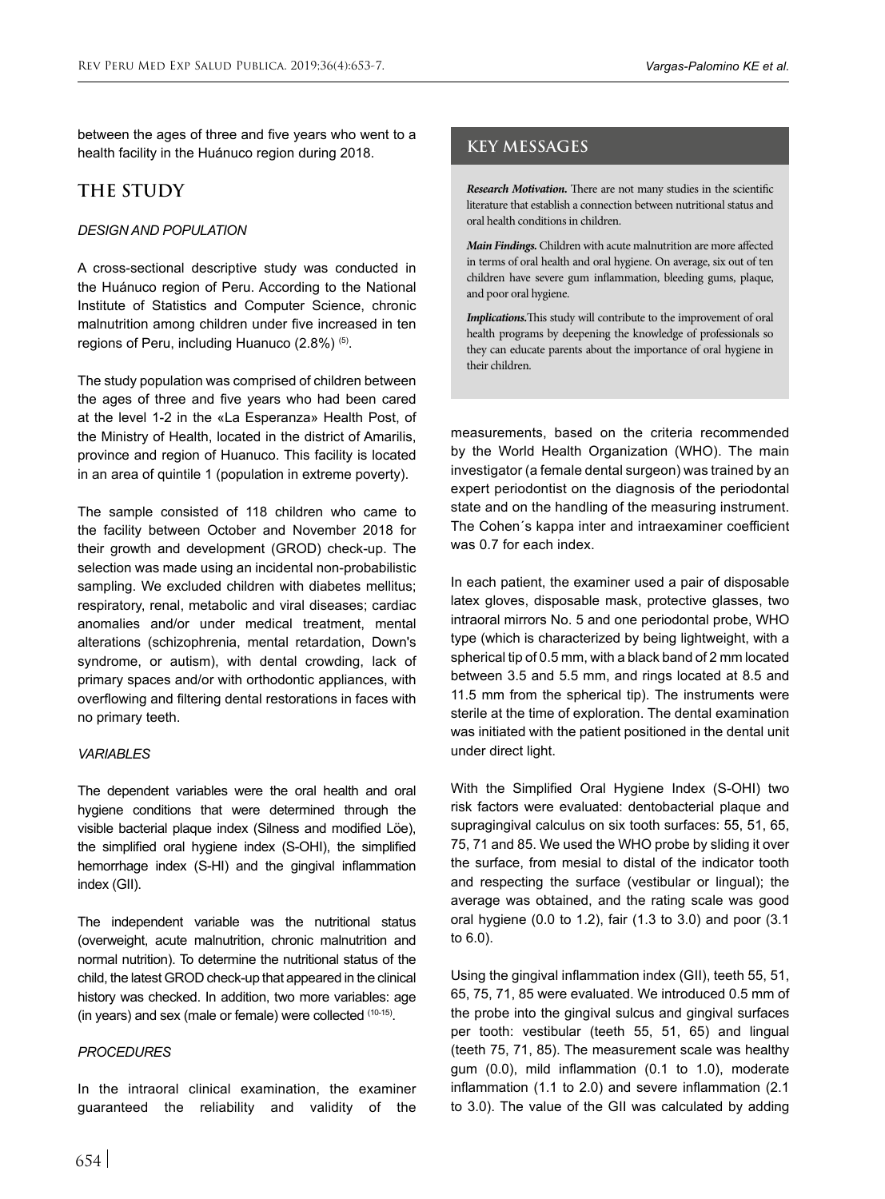between the ages of three and five years who went to a health facility in the Huánuco region during 2018.

## THE STUDY

### DESIGN AND POPULATION

A cross-sectional descriptive study was conducted in the Huánuco region of Peru. According to the National Institute of Statistics and Computer Science, chronic malnutrition among children under five increased in ten regions of Peru, including Huanuco (2.8%) [5].

The study population was comprised of children between the ages of three and five years who had been cared at the level 1-2 in the «La Esperanza» Health Post, of the Ministry of Health, located in the district of Amarilis, province and region of Huanuco. This facility is located in an area of quintile 1 (population in extreme poverty).

The sample consisted of 118 children who came to the facility between October and November 2018 for their growth and development (GROD) check-up. The selection was made using an incidental non-probabilistic sampling. We excluded children with diabetes mellitus; respiratory, renal, metabolic and viral diseases; cardiac anomalies and/or under medical treatment, mental alterations (schizophrenia, mental retardation, Down's syndrome, or autism), with dental crowding, lack of primary spaces and/or with orthodontic appliances, with overflowing and filtering dental restorations in faces with no primary teeth.

### VARIABLES

The dependent variables were the oral health and oral hygiene conditions that were determined through the visible bacterial plaque index (Silness and modified Löe), the simplified oral hygiene index (S-OHI), the simplified hemorrhage index (S-HI) and the gingival inflammation index (GII).

The independent variable was the nutritional status (overweight, acute malnutrition, chronic malnutrition and normal nutrition). To determine the nutritional status of the child, the latest GROD check-up that appeared in the clinical history was checked. In addition, two more variables: age (in years) and sex (male or female) were collected [10-15].

### PROCEDURES

In the intraoral clinical examination, the examiner guaranteed the reliability and validity of the measurements, based on the criteria recommended by the World Health Organization (WHO). The main investigator (a female dental surgeon) was trained by an expert periodontist on the diagnosis of the periodontal state and on the handling of the measuring instrument. The Cohen´s kappa inter and intraexaminer coefficient was 0.7 for each index.

In each patient, the examiner used a pair of disposable latex gloves, disposable mask, protective glasses, two intraoral mirrors No. 5 and one periodontal probe, WHO type (which is characterized by being lightweight, with a spherical tip of 0.5 mm, with a black band of 2 mm located between 3.5 and 5.5 mm, and rings located at 8.5 and 11.5 mm from the spherical tip). The instruments were sterile at the time of exploration. The dental examination was initiated with the patient positioned in the dental unit under direct light.

With the Simplified Oral Hygiene Index (S-OHI) two risk factors were evaluated: dentobacterial plaque and supragingival calculus on six tooth surfaces: 55, 51, 65, 75, 71 and 85. We used the WHO probe by sliding it over the surface, from mesial to distal of the indicator tooth and respecting the surface (vestibular or lingual); the average was obtained, and the rating scale was good oral hygiene (0.0 to 1.2), fair (1.3 to 3.0) and poor (3.1 to 6.0).

Using the gingival inflammation index (GII), teeth 55, 51, 65, 75, 71, 85 were evaluated. We introduced 0.5 mm of the probe into the gingival sulcus and gingival surfaces per tooth: vestibular (teeth 55, 51, 65) and lingual (teeth 75, 71, 85). The measurement scale was healthy gum (0.0), mild inflammation (0.1 to 1.0), moderate inflammation (1.1 to 2.0) and severe inflammation (2.1 to 3.0). The value of the GII was calculated by adding

## KEY MESSAGES

***Research Motivation.*** There are not many studies in the scientific literature that establish a connection between nutritional status and oral health conditions in children.

***Main Findings.*** Children with acute malnutrition are more affected in terms of oral health and oral hygiene. On average, six out of ten children have severe gum inflammation, bleeding gums, plaque, and poor oral hygiene.

***Implications.*** This study will contribute to the improvement of oral health programs by deepening the knowledge of professionals so they can educate parents about the importance of oral hygiene in their children.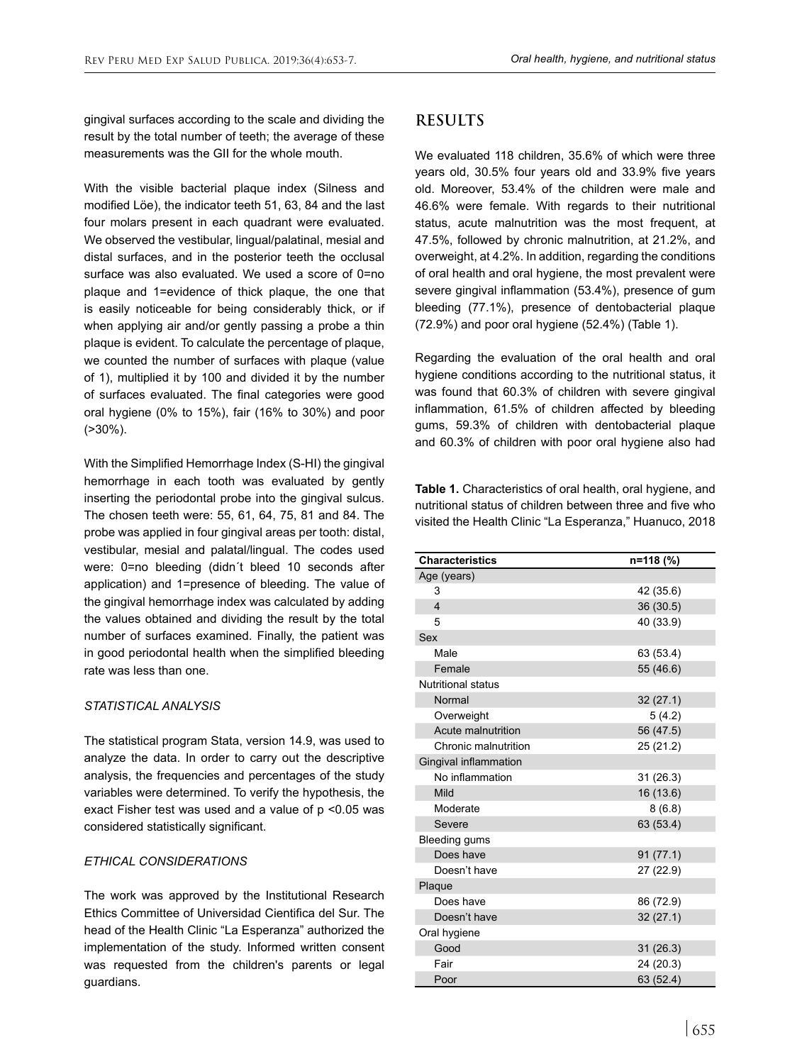gingival surfaces according to the scale and dividing the result by the total number of teeth; the average of these measurements was the GII for the whole mouth.

With the visible bacterial plaque index (Silness and modified Löe), the indicator teeth 51, 63, 84 and the last four molars present in each quadrant were evaluated. We observed the vestibular, lingual/palatinal, mesial and distal surfaces, and in the posterior teeth the occlusal surface was also evaluated. We used a score of 0=no plaque and 1=evidence of thick plaque, the one that is easily noticeable for being considerably thick, or if when applying air and/or gently passing a probe a thin plaque is evident. To calculate the percentage of plaque, we counted the number of surfaces with plaque (value of 1), multiplied it by 100 and divided it by the number of surfaces evaluated. The final categories were good oral hygiene (0% to 15%), fair (16% to 30%) and poor (>30%).

With the Simplified Hemorrhage Index (S-HI) the gingival hemorrhage in each tooth was evaluated by gently inserting the periodontal probe into the gingival sulcus. The chosen teeth were: 55, 61, 64, 75, 81 and 84. The probe was applied in four gingival areas per tooth: distal, vestibular, mesial and palatal/lingual. The codes used were: 0=no bleeding (didn´t bleed 10 seconds after application) and 1=presence of bleeding. The value of the gingival hemorrhage index was calculated by adding the values obtained and dividing the result by the total number of surfaces examined. Finally, the patient was in good periodontal health when the simplified bleeding rate was less than one.

### *STATISTICAL ANALYSIS*

The statistical program Stata, version 14.9, was used to analyze the data. In order to carry out the descriptive analysis, the frequencies and percentages of the study variables were determined. To verify the hypothesis, the exact Fisher test was used and a value of $p < 0.05$ was considered statistically significant.

### *ETHICAL CONSIDERATIONS*

The work was approved by the Institutional Research Ethics Committee of Universidad Cientifica del Sur. The head of the Health Clinic "La Esperanza" authorized the implementation of the study. Informed written consent was requested from the children's parents or legal guardians.

## RESULTS

We evaluated 118 children, 35.6% of which were three years old, 30.5% four years old and 33.9% five years old. Moreover, 53.4% of the children were male and 46.6% were female. With regards to their nutritional status, acute malnutrition was the most frequent, at 47.5%, followed by chronic malnutrition, at 21.2%, and overweight, at 4.2%. In addition, regarding the conditions of oral health and oral hygiene, the most prevalent were severe gingival inflammation (53.4%), presence of gum bleeding (77.1%), presence of dentobacterial plaque (72.9%) and poor oral hygiene (52.4%) (Table 1).

Regarding the evaluation of the oral health and oral hygiene conditions according to the nutritional status, it was found that 60.3% of children with severe gingival inflammation, 61.5% of children affected by bleeding gums, 59.3% of children with dentobacterial plaque and 60.3% of children with poor oral hygiene also had

**Table 1.** Characteristics of oral health, oral hygiene, and nutritional status of children between three and five who visited the Health Clinic "La Esperanza," Huanuco, 2018

| Characteristics | n=118 (%) |
|---|---|
| Age (years) | |
| 3 | 42 (35.6) |
| 4 | 36 (30.5) |
| 5 | 40 (33.9) |
| Sex | |
| Male | 63 (53.4) |
| Female | 55 (46.6) |
| Nutritional status | |
| Normal | 32 (27.1) |
| Overweight | 5 (4.2) |
| Acute malnutrition | 56 (47.5) |
| Chronic malnutrition | 25 (21.2) |
| Gingival inflammation | |
| No inflammation | 31 (26.3) |
| Mild | 16 (13.6) |
| Moderate | 8 (6.8) |
| Severe | 63 (53.4) |
| Bleeding gums | |
| Does have | 91 (77.1) |
| Doesn't have | 27 (22.9) |
| Plaque | |
| Does have | 86 (72.9) |
| Doesn't have | 32 (27.1) |
| Oral hygiene | |
| Good | 31 (26.3) |
| Fair | 24 (20.3) |
| Poor | 63 (52.4) |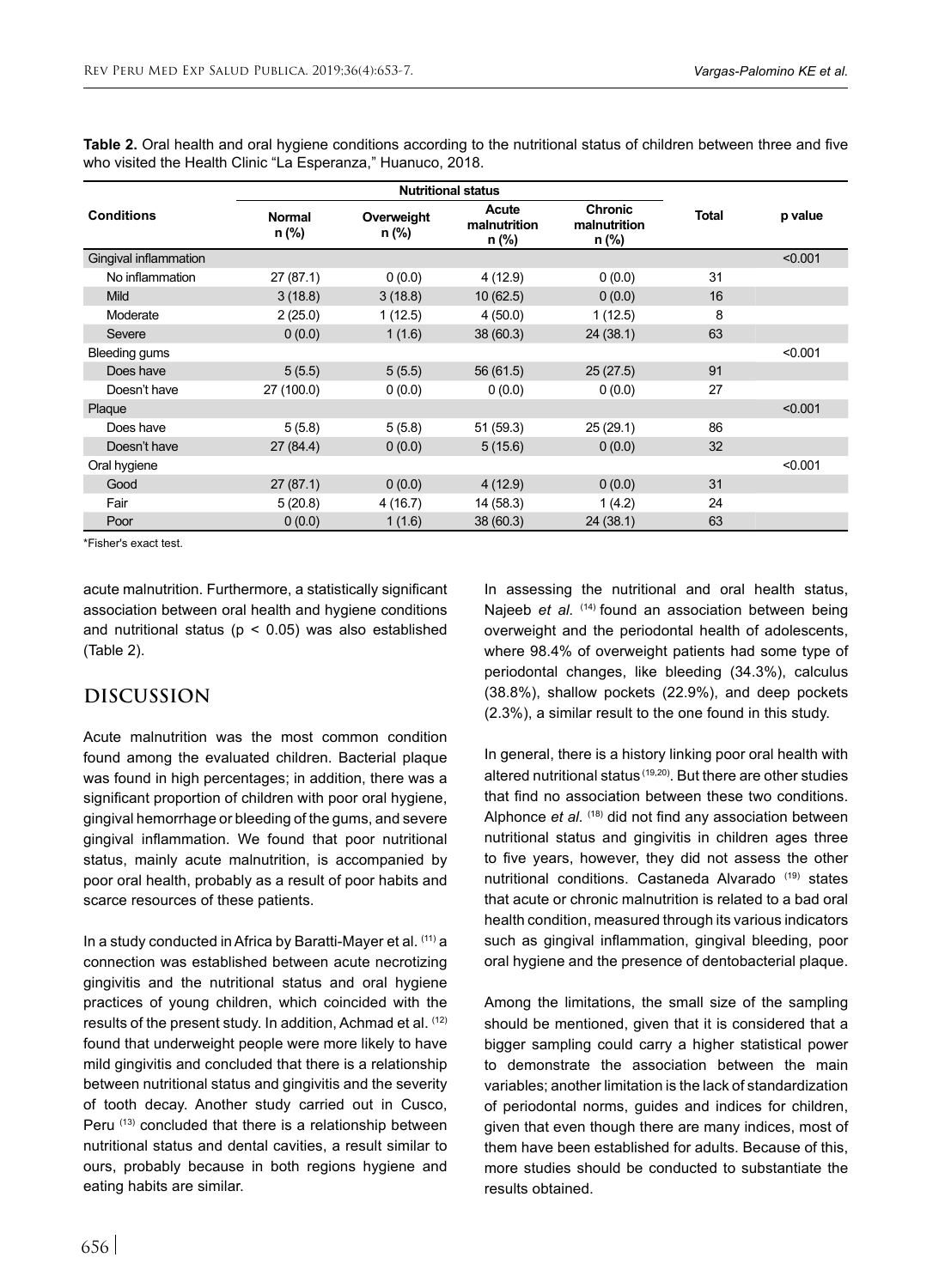**Table 2.** Oral health and oral hygiene conditions according to the nutritional status of children between three and five who visited the Health Clinic "La Esperanza," Huanuco, 2018.

| Conditions | Nutritional status | | | | Total | p value |
|---|---|---|---|---|---|---|
| | Normal n (%) | Overweight n (%) | Acute malnutrition n (%) | Chronic malnutrition n (%) | | |
| Gingival inflammation | | | | | | <0.001 |
| No inflammation | 27 (87.1) | 0 (0.0) | 4 (12.9) | 0 (0.0) | 31 | |
| Mild | 3 (18.8) | 3 (18.8) | 10 (62.5) | 0 (0.0) | 16 | |
| Moderate | 2 (25.0) | 1 (12.5) | 4 (50.0) | 1 (12.5) | 8 | |
| Severe | 0 (0.0) | 1 (1.6) | 38 (60.3) | 24 (38.1) | 63 | |
| Bleeding gums | | | | | | <0.001 |
| Does have | 5 (5.5) | 5 (5.5) | 56 (61.5) | 25 (27.5) | 91 | |
| Doesn't have | 27 (100.0) | 0 (0.0) | 0 (0.0) | 0 (0.0) | 27 | |
| Plaque | | | | | | <0.001 |
| Does have | 5 (5.8) | 5 (5.8) | 51 (59.3) | 25 (29.1) | 86 | |
| Doesn't have | 27 (84.4) | 0 (0.0) | 5 (15.6) | 0 (0.0) | 32 | |
| Oral hygiene | | | | | | <0.001 |
| Good | 27 (87.1) | 0 (0.0) | 4 (12.9) | 0 (0.0) | 31 | |
| Fair | 5 (20.8) | 4 (16.7) | 14 (58.3) | 1 (4.2) | 24 | |
| Poor | 0 (0.0) | 1 (1.6) | 38 (60.3) | 24 (38.1) | 63 | |

*Fisher's exact test.

acute malnutrition. Furthermore, a statistically significant association between oral health and hygiene conditions and nutritional status ($p < 0.05$) was also established (Table 2).

## DISCUSSION

Acute malnutrition was the most common condition found among the evaluated children. Bacterial plaque was found in high percentages; in addition, there was a significant proportion of children with poor oral hygiene, gingival hemorrhage or bleeding of the gums, and severe gingival inflammation. We found that poor nutritional status, mainly acute malnutrition, is accompanied by poor oral health, probably as a result of poor habits and scarce resources of these patients.

In a study conducted in Africa by Baratti-Mayer et al. [11] a connection was established between acute necrotizing gingivitis and the nutritional status and oral hygiene practices of young children, which coincided with the results of the present study. In addition, Achmad et al. [12] found that underweight people were more likely to have mild gingivitis and concluded that there is a relationship between nutritional status and gingivitis and the severity of tooth decay. Another study carried out in Cusco, Peru [13] concluded that there is a relationship between nutritional status and dental cavities, a result similar to ours, probably because in both regions hygiene and eating habits are similar.

In assessing the nutritional and oral health status, Najeeb *et al.* [14] found an association between being overweight and the periodontal health of adolescents, where 98.4% of overweight patients had some type of periodontal changes, like bleeding (34.3%), calculus (38.8%), shallow pockets (22.9%), and deep pockets (2.3%), a similar result to the one found in this study.

In general, there is a history linking poor oral health with altered nutritional status [19,20]. But there are other studies that find no association between these two conditions. Alphonce *et al.* [18] did not find any association between nutritional status and gingivitis in children ages three to five years, however, they did not assess the other nutritional conditions. Castaneda Alvarado [19] states that acute or chronic malnutrition is related to a bad oral health condition, measured through its various indicators such as gingival inflammation, gingival bleeding, poor oral hygiene and the presence of dentobacterial plaque.

Among the limitations, the small size of the sampling should be mentioned, given that it is considered that a bigger sampling could carry a higher statistical power to demonstrate the association between the main variables; another limitation is the lack of standardization of periodontal norms, guides and indices for children, given that even though there are many indices, most of them have been established for adults. Because of this, more studies should be conducted to substantiate the results obtained.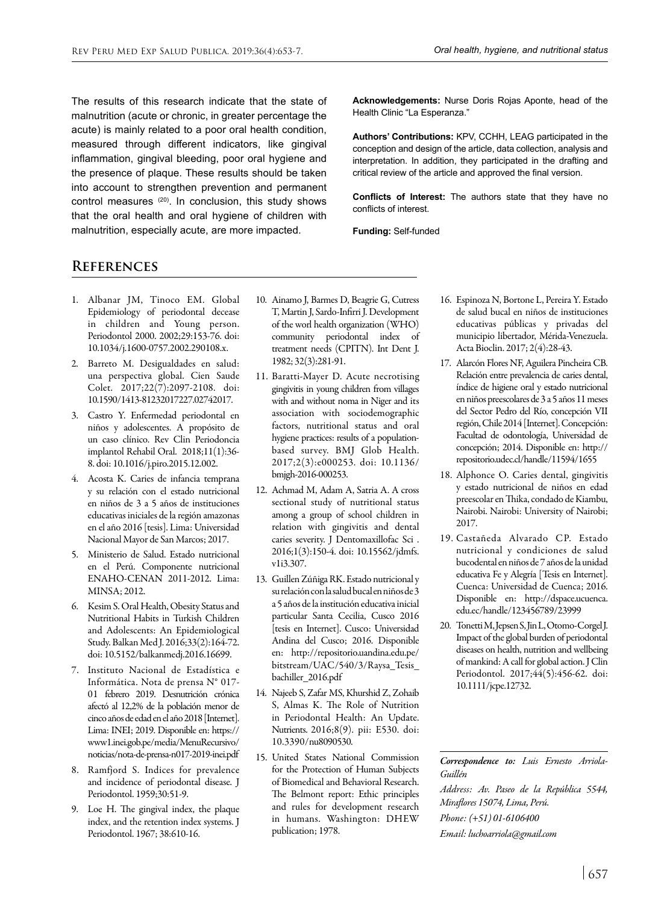The results of this research indicate that the state of malnutrition (acute or chronic, in greater percentage the acute) is mainly related to a poor oral health condition, measured through different indicators, like gingival inflammation, gingival bleeding, poor oral hygiene and the presence of plaque. These results should be taken into account to strengthen prevention and permanent control measures [20]. In conclusion, this study shows that the oral health and oral hygiene of children with malnutrition, especially acute, are more impacted.

**Acknowledgements:** Nurse Doris Rojas Aponte, head of the Health Clinic "La Esperanza."

**Authors' Contributions:** KPV, CCHH, LEAG participated in the conception and design of the article, data collection, analysis and interpretation. In addition, they participated in the drafting and critical review of the article and approved the final version.

**Conflicts of Interest:** The authors state that they have no conflicts of interest.

**Funding:** Self-funded

## References

1. Albanar JM, Tinoco EM. Global Epidemiology of periodontal decease in children and Young person. Periodontol 2000. 2002;29:153-76. doi: 10.1034/j.1600-0757.2002.290108.x.
2. Barreto M. Desigualdades en salud: una perspectiva global. Cien Saude Colet. 2017;22(7):2097-2108. doi: 10.1590/1413-81232017227.02742017.
3. Castro Y. Enfermedad periodontal en niños y adolescentes. A propósito de un caso clínico. Rev Clin Periodoncia implantol Rehabil Oral. 2018;11(1):36-8. doi: 10.1016/j.piro.2015.12.002.
4. Acosta K. Caries de infancia temprana y su relación con el estado nutricional en niños de 3 a 5 años de instituciones educativas iniciales de la región amazonas en el año 2016 [tesis]. Lima: Universidad Nacional Mayor de San Marcos; 2017.
5. Ministerio de Salud. Estado nutricional en el Perú. Componente nutricional ENAHO-CENAN 2011-2012. Lima: MINSA; 2012.
6. Kesim S. Oral Health, Obesity Status and Nutritional Habits in Turkish Children and Adolescents: An Epidemiological Study. Balkan Med J. 2016;33(2):164-72. doi: 10.5152/balkanmedj.2016.16699.
7. Instituto Nacional de Estadística e Informática. Nota de prensa N° 017-01 febrero 2019. Desnutrición crónica afectó al 12,2% de la población menor de cinco años de edad en el año 2018 [Internet]. Lima: INEI; 2019. Disponible en: https://www1.inei.gob.pe/media/MenuRecursivo/noticias/nota-de-prensa-n017-2019-inei.pdf
8. Ramfjord S. Indices for prevalence and incidence of periodontal disease. J Periodontol. 1959;30:51-9.
9. Loe H. The gingival index, the plaque index, and the retention index systems. J Periodontol. 1967; 38:610-16.
10. Ainamo J, Barmes D, Beagrie G, Cutress T, Martin J, Sardo-Infirri J. Development of the worl health organization (WHO) community periodontal index of treatment needs (CPITN). Int Dent J. 1982; 32(3):281-91.
11. Baratti-Mayer D. Acute necrotising gingivitis in young children from villages with and without noma in Niger and its association with sociodemographic factors, nutritional status and oral hygiene practices: results of a population-based survey. BMJ Glob Health. 2017;2(3):e000253. doi: 10.1136/bmjgh-2016-000253.
12. Achmad M, Adam A, Satria A. A cross sectional study of nutritional status among a group of school children in relation with gingivitis and dental caries severity. J Dentomaxillofac Sci . 2016;1(3):150-4. doi: 10.15562/jdmfs.v1i3.307.
13. Guillen Zúñiga RK. Estado nutricional y su relación con la salud bucal en niños de 3 a 5 años de la institución educativa inicial particular Santa Cecilia, Cusco 2016 [tesis en Internet]. Cusco: Universidad Andina del Cusco; 2016. Disponible en: http://repositorio.uandina.edu.pe/bitstream/UAC/540/3/Raysa_Tesis_bachiller_2016.pdf
14. Najeeb S, Zafar MS, Khurshid Z, Zohaib S, Almas K. The Role of Nutrition in Periodontal Health: An Update. Nutrients. 2016;8(9). pii: E530. doi: 10.3390/nu8090530.
15. United States National Commission for the Protection of Human Subjects of Biomedical and Behavioral Research. The Belmont report: Ethic principles and rules for development research in humans. Washington: DHEW publication; 1978.
16. Espinoza N, Bortone L, Pereira Y. Estado de salud bucal en niños de instituciones educativas públicas y privadas del municipio libertador, Mérida-Venezuela. Acta Bioclin. 2017; 2(4):28-43.
17. Alarcón Flores NF, Aguilera Pincheira CB. Relación entre prevalencia de caries dental, índice de higiene oral y estado nutricional en niños preescolares de 3 a 5 años 11 meses del Sector Pedro del Río, concepción VII región, Chile 2014 [Internet]. Concepción: Facultad de odontología, Universidad de concepción; 2014. Disponible en: http://repositorio.udec.cl/handle/11594/1655
18. Alphonce O. Caries dental, gingivitis y estado nutricional de niños en edad preescolar en Thika, condado de Kiambu, Nairobi. Nairobi: University of Nairobi; 2017.
19. Castañeda Alvarado CP. Estado nutricional y condiciones de salud bucodental en niños de 7 años de la unidad educativa Fe y Alegría [Tesis en Internet]. Cuenca: Universidad de Cuenca; 2016. Disponible en: http://dspace.ucuenca.edu.ec/handle/123456789/23999
20. Tonetti M, Jepsen S, Jin L, Otomo-Corgel J. Impact of the global burden of periodontal diseases on health, nutrition and wellbeing of mankind: A call for global action. J Clin Periodontol. 2017;44(5):456-62. doi: 10.1111/jcpe.12732.

***Correspondence to:** Luis Ernesto Arriola-Guillén*

*Address: Av. Paseo de la República 5544, Miraflores 15074, Lima, Perú.*

*Phone: (+51) 01-6106400*

*Email: luchoarriola@gmail.com*